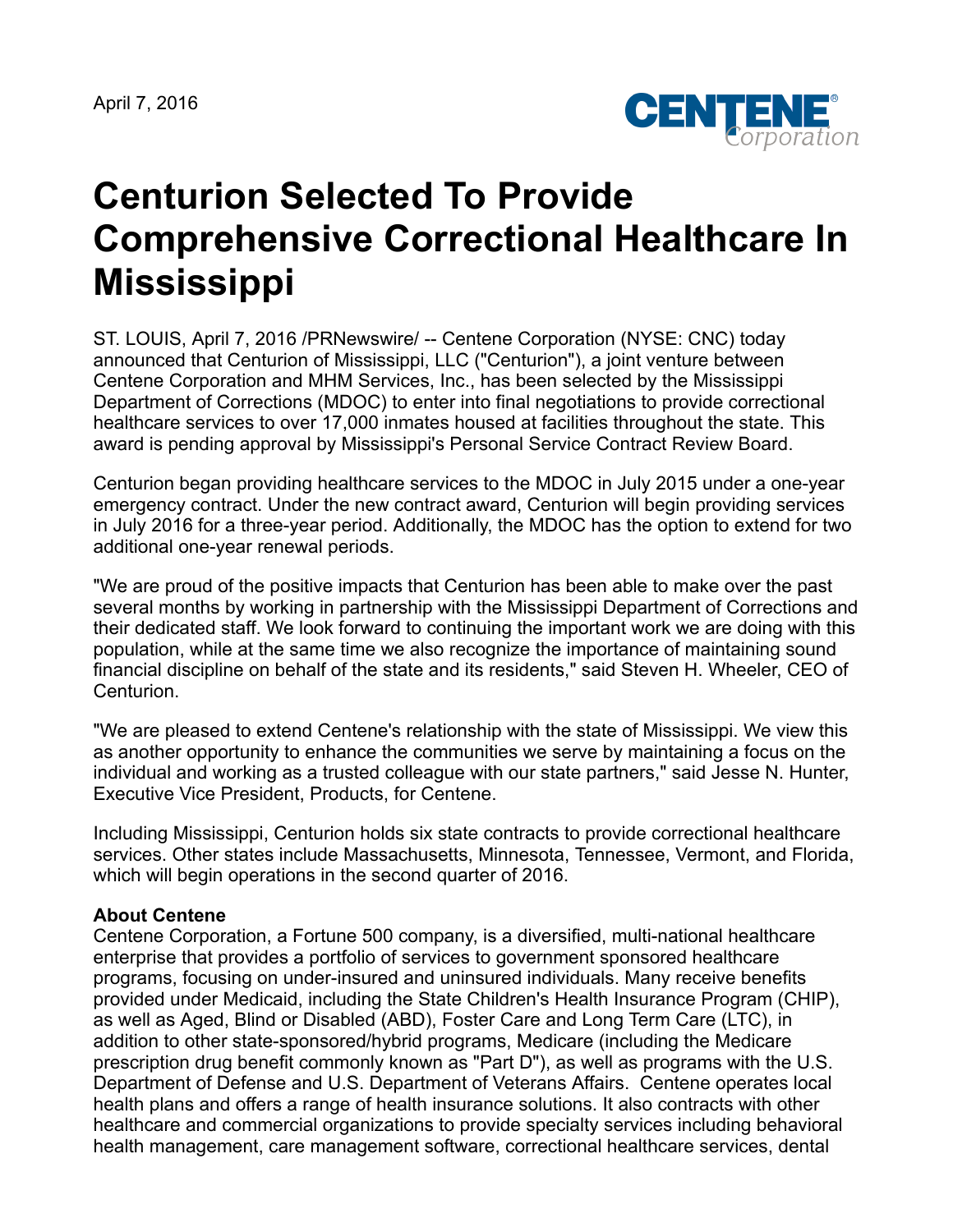April 7, 2016

# Centurion Selected To Provide Comprehensive Correctional Healthcare In Mississippi

ST. LOUIS, April 7, 2016 /PRNewswire/ -- Centene Corporation (NYSE: CNC) today announced that Centurion of Mississippi, LLC ("Centurion"), a joint venture between Centene Corporation and MHM Services, Inc., has been selected by the Mississippi Department of Corrections (MDOC) to enter into final negotiations to provide correctional healthcare services to over 17,000 inmates housed at facilities throughout the state. This award is pending approval by Mississippi's Personal Service Contract Review Board.

Centurion began providing healthcare services to the MDOC in July 2015 under a one-year emergency contract. Under the new contract award, Centurion will begin providing services in July 2016 for a three-year period. Additionally, the MDOC has the option to extend for two additional one-year renewal periods.

"We are proud of the positive impacts that Centurion has been able to make over the past several months by working in partnership with the Mississippi Department of Corrections and their dedicated staff. We look forward to continuing the important work we are doing with this population, while at the same time we also recognize the importance of maintaining sound financial discipline on behalf of the state and its residents," said Steven H. Wheeler, CEO of Centurion.

"We are pleased to extend Centene's relationship with the state of Mississippi. We view this as another opportunity to enhance the communities we serve by maintaining a focus on the individual and working as a trusted colleague with our state partners," said Jesse N. Hunter, Executive Vice President, Products, for Centene.

Including Mississippi, Centurion holds six state contracts to provide correctional healthcare services. Other states include Massachusetts, Minnesota, Tennessee, Vermont, and Florida, which will begin operations in the second quarter of 2016.

**About Centene**
Centene Corporation, a Fortune 500 company, is a diversified, multi-national healthcare enterprise that provides a portfolio of services to government sponsored healthcare programs, focusing on under-insured and uninsured individuals. Many receive benefits provided under Medicaid, including the State Children's Health Insurance Program (CHIP), as well as Aged, Blind or Disabled (ABD), Foster Care and Long Term Care (LTC), in addition to other state-sponsored/hybrid programs, Medicare (including the Medicare prescription drug benefit commonly known as "Part D"), as well as programs with the U.S. Department of Defense and U.S. Department of Veterans Affairs. Centene operates local health plans and offers a range of health insurance solutions. It also contracts with other healthcare and commercial organizations to provide specialty services including behavioral health management, care management software, correctional healthcare services, dental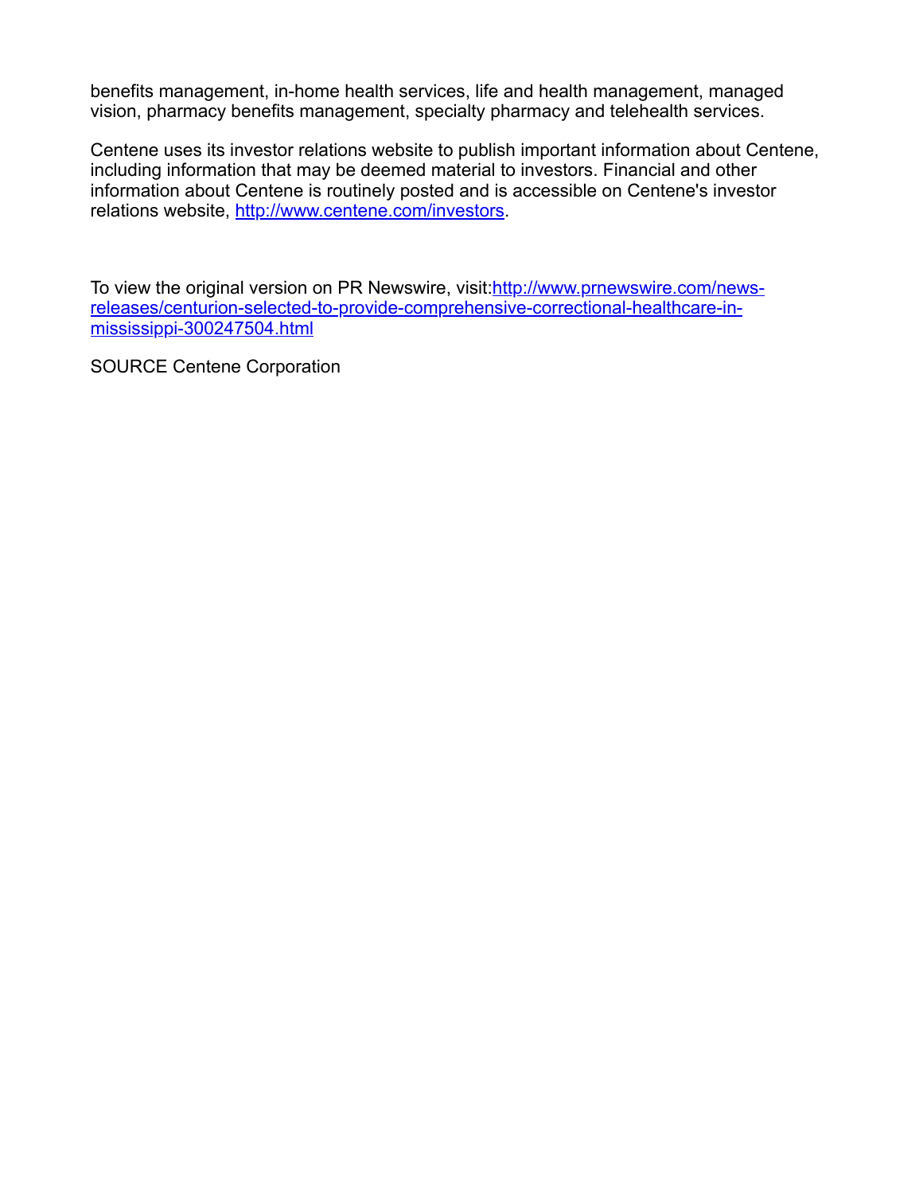benefits management, in-home health services, life and health management, managed vision, pharmacy benefits management, specialty pharmacy and telehealth services.

Centene uses its investor relations website to publish important information about Centene, including information that may be deemed material to investors. Financial and other information about Centene is routinely posted and is accessible on Centene's investor relations website, [http://www.centene.com/investors](http://www.centene.com/investors).

To view the original version on PR Newswire, visit:[http://www.prnewswire.com/news-releases/centurion-selected-to-provide-comprehensive-correctional-healthcare-in-mississippi-300247504.html](http://www.prnewswire.com/news-releases/centurion-selected-to-provide-comprehensive-correctional-healthcare-in-mississippi-300247504.html)

SOURCE Centene Corporation